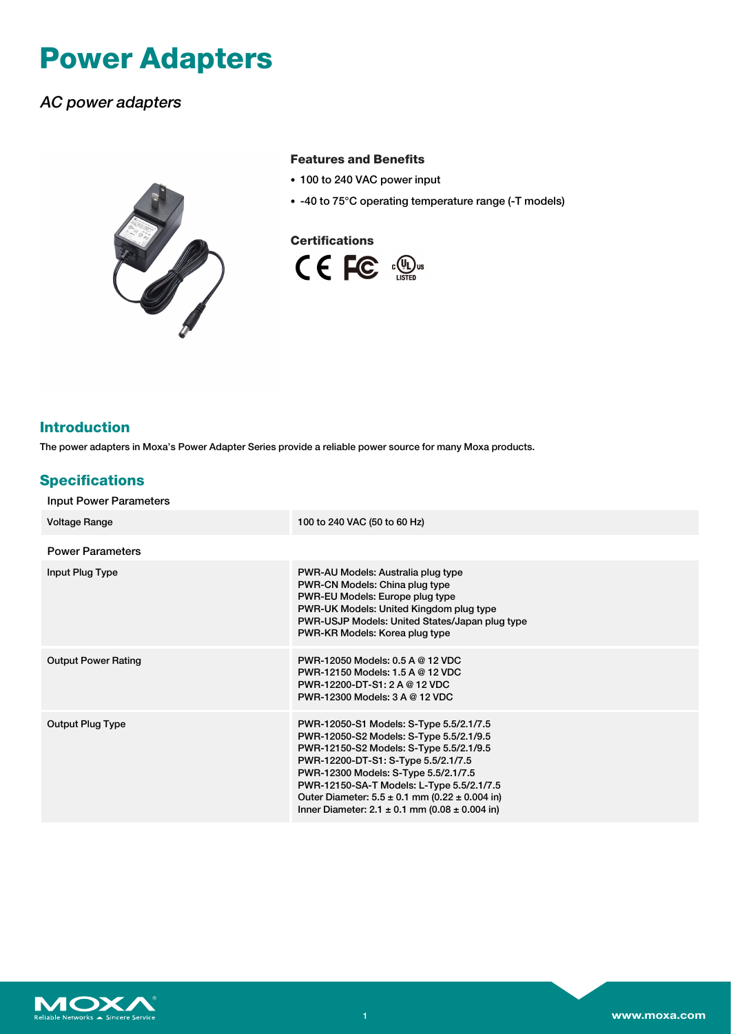# Power Adapters

*AC power adapters*

### Features and Benefits

- 100 to 240 VAC power input
- -40 to 75°C operating temperature range (-T models)

### Certifications

## Introduction

The power adapters in Moxa's Power Adapter Series provide a reliable power source for many Moxa products.

## Specifications

### Input Power Parameters

| | |
|---|---|
| Voltage Range | 100 to 240 VAC (50 to 60 Hz) |

### Power Parameters

| | |
|---|---|
| Input Plug Type | PWR-AU Models: Australia plug type<br>PWR-CN Models: China plug type<br>PWR-EU Models: Europe plug type<br>PWR-UK Models: United Kingdom plug type<br>PWR-USJP Models: United States/Japan plug type<br>PWR-KR Models: Korea plug type |
| Output Power Rating | PWR-12050 Models: 0.5 A @ 12 VDC<br>PWR-12150 Models: 1.5 A @ 12 VDC<br>PWR-12200-DT-S1: 2 A @ 12 VDC<br>PWR-12300 Models: 3 A @ 12 VDC |
| Output Plug Type | PWR-12050-S1 Models: S-Type 5.5/2.1/7.5<br>PWR-12050-S2 Models: S-Type 5.5/2.1/9.5<br>PWR-12150-S2 Models: S-Type 5.5/2.1/9.5<br>PWR-12200-DT-S1: S-Type 5.5/2.1/7.5<br>PWR-12300 Models: S-Type 5.5/2.1/7.5<br>PWR-12150-SA-T Models: L-Type 5.5/2.1/7.5<br>Outer Diameter: 5.5 ± 0.1 mm (0.22 ± 0.004 in)<br>Inner Diameter: 2.1 ± 0.1 mm (0.08 ± 0.004 in) |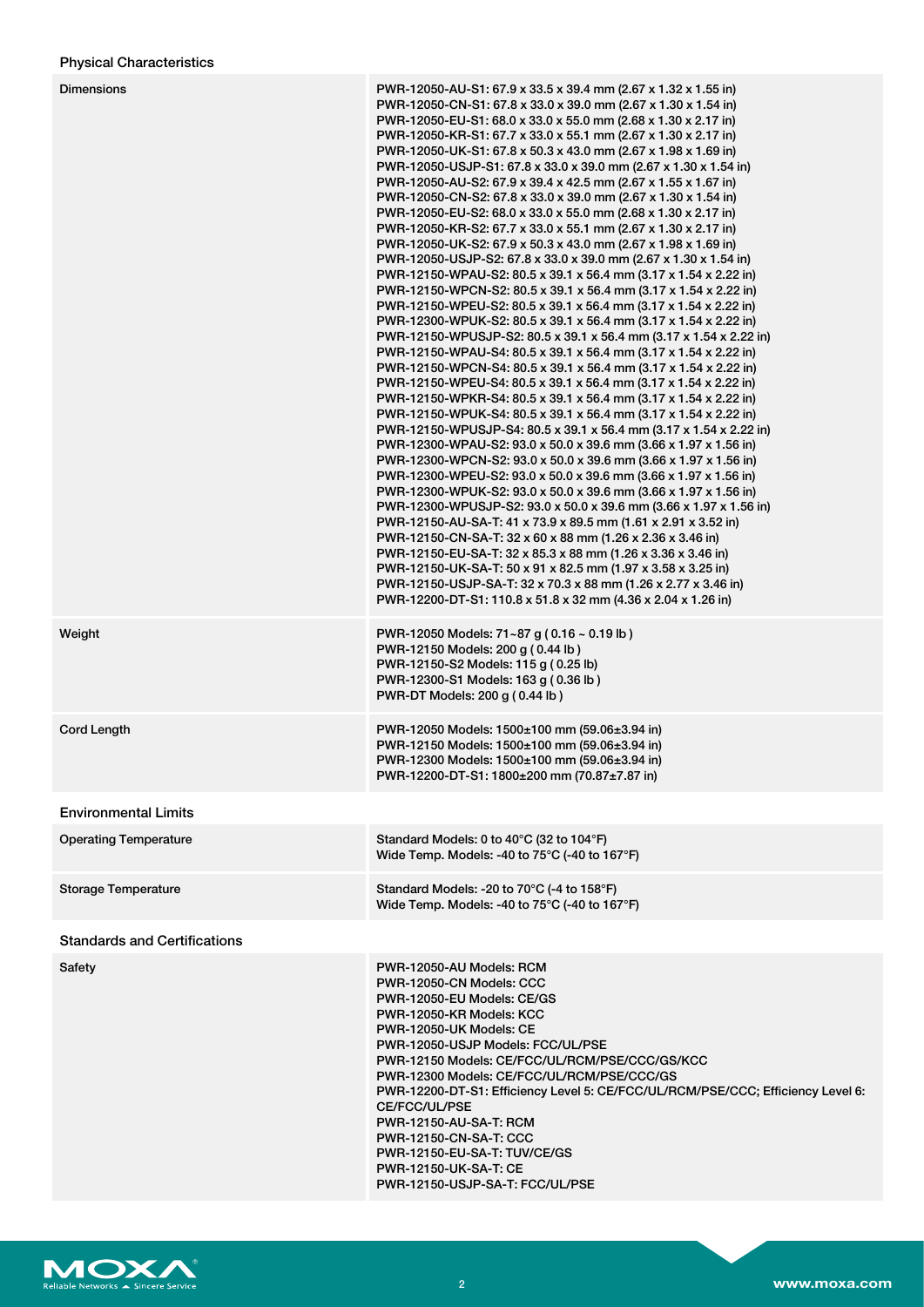### Physical Characteristics

| | |
|---|---|
| Dimensions | PWR-12050-AU-S1: 67.9 x 33.5 x 39.4 mm (2.67 x 1.32 x 1.55 in)<br>PWR-12050-CN-S1: 67.8 x 33.0 x 39.0 mm (2.67 x 1.30 x 1.54 in)<br>PWR-12050-EU-S1: 68.0 x 33.0 x 55.0 mm (2.68 x 1.30 x 2.17 in)<br>PWR-12050-KR-S1: 67.7 x 33.0 x 55.1 mm (2.67 x 1.30 x 2.17 in)<br>PWR-12050-UK-S1: 67.8 x 50.3 x 43.0 mm (2.67 x 1.98 x 1.69 in)<br>PWR-12050-USJP-S1: 67.8 x 33.0 x 39.0 mm (2.67 x 1.30 x 1.54 in)<br>PWR-12050-AU-S2: 67.9 x 39.4 x 42.5 mm (2.67 x 1.55 x 1.67 in)<br>PWR-12050-CN-S2: 67.8 x 33.0 x 39.0 mm (2.67 x 1.30 x 1.54 in)<br>PWR-12050-EU-S2: 68.0 x 33.0 x 55.0 mm (2.68 x 1.30 x 2.17 in)<br>PWR-12050-KR-S2: 67.7 x 33.0 x 55.1 mm (2.67 x 1.30 x 2.17 in)<br>PWR-12050-UK-S2: 67.9 x 50.3 x 43.0 mm (2.67 x 1.98 x 1.69 in)<br>PWR-12050-USJP-S2: 67.8 x 33.0 x 39.0 mm (2.67 x 1.30 x 1.54 in)<br>PWR-12150-WPAU-S2: 80.5 x 39.1 x 56.4 mm (3.17 x 1.54 x 2.22 in)<br>PWR-12150-WPCN-S2: 80.5 x 39.1 x 56.4 mm (3.17 x 1.54 x 2.22 in)<br>PWR-12150-WPEU-S2: 80.5 x 39.1 x 56.4 mm (3.17 x 1.54 x 2.22 in)<br>PWR-12300-WPUK-S2: 80.5 x 39.1 x 56.4 mm (3.17 x 1.54 x 2.22 in)<br>PWR-12150-WPUSJP-S2: 80.5 x 39.1 x 56.4 mm (3.17 x 1.54 x 2.22 in)<br>PWR-12150-WPAU-S4: 80.5 x 39.1 x 56.4 mm (3.17 x 1.54 x 2.22 in)<br>PWR-12150-WPCN-S4: 80.5 x 39.1 x 56.4 mm (3.17 x 1.54 x 2.22 in)<br>PWR-12150-WPEU-S4: 80.5 x 39.1 x 56.4 mm (3.17 x 1.54 x 2.22 in)<br>PWR-12150-WPKR-S4: 80.5 x 39.1 x 56.4 mm (3.17 x 1.54 x 2.22 in)<br>PWR-12150-WPUK-S4: 80.5 x 39.1 x 56.4 mm (3.17 x 1.54 x 2.22 in)<br>PWR-12150-WPUSJP-S4: 80.5 x 39.1 x 56.4 mm (3.17 x 1.54 x 2.22 in)<br>PWR-12300-WPAU-S2: 93.0 x 50.0 x 39.6 mm (3.66 x 1.97 x 1.56 in)<br>PWR-12300-WPCN-S2: 93.0 x 50.0 x 39.6 mm (3.66 x 1.97 x 1.56 in)<br>PWR-12300-WPEU-S2: 93.0 x 50.0 x 39.6 mm (3.66 x 1.97 x 1.56 in)<br>PWR-12300-WPUK-S2: 93.0 x 50.0 x 39.6 mm (3.66 x 1.97 x 1.56 in)<br>PWR-12300-WPUSJP-S2: 93.0 x 50.0 x 39.6 mm (3.66 x 1.97 x 1.56 in)<br>PWR-12150-AU-SA-T: 41 x 73.9 x 89.5 mm (1.61 x 2.91 x 3.52 in)<br>PWR-12150-CN-SA-T: 32 x 60 x 88 mm (1.26 x 2.36 x 3.46 in)<br>PWR-12150-EU-SA-T: 32 x 85.3 x 88 mm (1.26 x 3.36 x 3.46 in)<br>PWR-12150-UK-SA-T: 50 x 91 x 82.5 mm (1.97 x 3.58 x 3.25 in)<br>PWR-12150-USJP-SA-T: 32 x 70.3 x 88 mm (1.26 x 2.77 x 3.46 in)<br>PWR-12200-DT-S1: 110.8 x 51.8 x 32 mm (4.36 x 2.04 x 1.26 in) |
| Weight | PWR-12050 Models: 71~87 g ( 0.16 ~ 0.19 lb )<br>PWR-12150 Models: 200 g ( 0.44 lb )<br>PWR-12150-S2 Models: 115 g ( 0.25 lb)<br>PWR-12300-S1 Models: 163 g ( 0.36 lb )<br>PWR-DT Models: 200 g ( 0.44 lb ) |
| Cord Length | PWR-12050 Models: 1500±100 mm (59.06±3.94 in)<br>PWR-12150 Models: 1500±100 mm (59.06±3.94 in)<br>PWR-12300 Models: 1500±100 mm (59.06±3.94 in)<br>PWR-12200-DT-S1: 1800±200 mm (70.87±7.87 in) |

### Environmental Limits

| | |
|---|---|
| Operating Temperature | Standard Models: 0 to 40°C (32 to 104°F)<br>Wide Temp. Models: -40 to 75°C (-40 to 167°F) |
| Storage Temperature | Standard Models: -20 to 70°C (-4 to 158°F)<br>Wide Temp. Models: -40 to 75°C (-40 to 167°F) |

### Standards and Certifications

| | |
|---|---|
| Safety | PWR-12050-AU Models: RCM<br>PWR-12050-CN Models: CCC<br>PWR-12050-EU Models: CE/GS<br>PWR-12050-KR Models: KCC<br>PWR-12050-UK Models: CE<br>PWR-12050-USJP Models: FCC/UL/PSE<br>PWR-12150 Models: CE/FCC/UL/RCM/PSE/CCC/GS/KCC<br>PWR-12300 Models: CE/FCC/UL/RCM/PSE/CCC/GS<br>PWR-12200-DT-S1: Efficiency Level 5: CE/FCC/UL/RCM/PSE/CCC; Efficiency Level 6: CE/FCC/UL/PSE<br>PWR-12150-AU-SA-T: RCM<br>PWR-12150-CN-SA-T: CCC<br>PWR-12150-EU-SA-T: TUV/CE/GS<br>PWR-12150-UK-SA-T: CE<br>PWR-12150-USJP-SA-T: FCC/UL/PSE |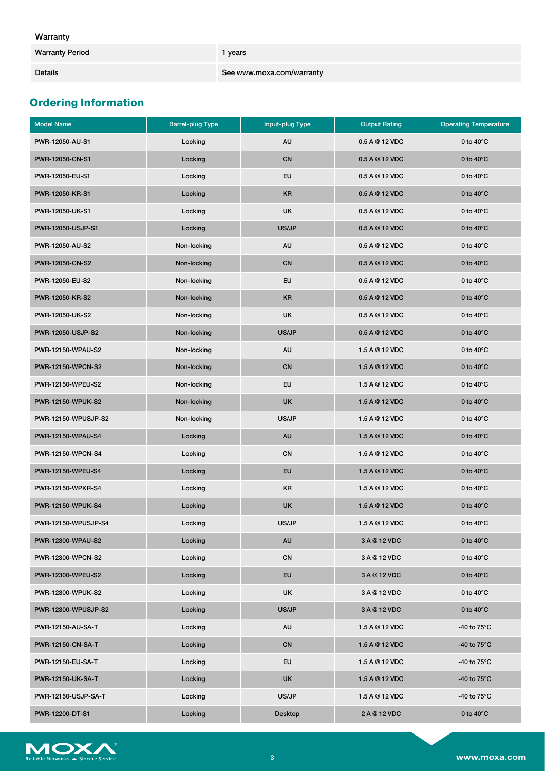Warranty

| Warranty Period | 1 years |
|---|---|
| Details | See www.moxa.com/warranty |

## Ordering Information

| Model Name | Barrel-plug Type | Input-plug Type | Output Rating | Operating Temperature |
|---|---|---|---|---|
| PWR-12050-AU-S1 | Locking | AU | 0.5 A @ 12 VDC | 0 to 40°C |
| PWR-12050-CN-S1 | Locking | CN | 0.5 A @ 12 VDC | 0 to 40°C |
| PWR-12050-EU-S1 | Locking | EU | 0.5 A @ 12 VDC | 0 to 40°C |
| PWR-12050-KR-S1 | Locking | KR | 0.5 A @ 12 VDC | 0 to 40°C |
| PWR-12050-UK-S1 | Locking | UK | 0.5 A @ 12 VDC | 0 to 40°C |
| PWR-12050-USJP-S1 | Locking | US/JP | 0.5 A @ 12 VDC | 0 to 40°C |
| PWR-12050-AU-S2 | Non-locking | AU | 0.5 A @ 12 VDC | 0 to 40°C |
| PWR-12050-CN-S2 | Non-locking | CN | 0.5 A @ 12 VDC | 0 to 40°C |
| PWR-12050-EU-S2 | Non-locking | EU | 0.5 A @ 12 VDC | 0 to 40°C |
| PWR-12050-KR-S2 | Non-locking | KR | 0.5 A @ 12 VDC | 0 to 40°C |
| PWR-12050-UK-S2 | Non-locking | UK | 0.5 A @ 12 VDC | 0 to 40°C |
| PWR-12050-USJP-S2 | Non-locking | US/JP | 0.5 A @ 12 VDC | 0 to 40°C |
| PWR-12150-WPAU-S2 | Non-locking | AU | 1.5 A @ 12 VDC | 0 to 40°C |
| PWR-12150-WPCN-S2 | Non-locking | CN | 1.5 A @ 12 VDC | 0 to 40°C |
| PWR-12150-WPEU-S2 | Non-locking | EU | 1.5 A @ 12 VDC | 0 to 40°C |
| PWR-12150-WPUK-S2 | Non-locking | UK | 1.5 A @ 12 VDC | 0 to 40°C |
| PWR-12150-WPUSJP-S2 | Non-locking | US/JP | 1.5 A @ 12 VDC | 0 to 40°C |
| PWR-12150-WPAU-S4 | Locking | AU | 1.5 A @ 12 VDC | 0 to 40°C |
| PWR-12150-WPCN-S4 | Locking | CN | 1.5 A @ 12 VDC | 0 to 40°C |
| PWR-12150-WPEU-S4 | Locking | EU | 1.5 A @ 12 VDC | 0 to 40°C |
| PWR-12150-WPKR-S4 | Locking | KR | 1.5 A @ 12 VDC | 0 to 40°C |
| PWR-12150-WPUK-S4 | Locking | UK | 1.5 A @ 12 VDC | 0 to 40°C |
| PWR-12150-WPUSJP-S4 | Locking | US/JP | 1.5 A @ 12 VDC | 0 to 40°C |
| PWR-12300-WPAU-S2 | Locking | AU | 3 A @ 12 VDC | 0 to 40°C |
| PWR-12300-WPCN-S2 | Locking | CN | 3 A @ 12 VDC | 0 to 40°C |
| PWR-12300-WPEU-S2 | Locking | EU | 3 A @ 12 VDC | 0 to 40°C |
| PWR-12300-WPUK-S2 | Locking | UK | 3 A @ 12 VDC | 0 to 40°C |
| PWR-12300-WPUSJP-S2 | Locking | US/JP | 3 A @ 12 VDC | 0 to 40°C |
| PWR-12150-AU-SA-T | Locking | AU | 1.5 A @ 12 VDC | -40 to 75°C |
| PWR-12150-CN-SA-T | Locking | CN | 1.5 A @ 12 VDC | -40 to 75°C |
| PWR-12150-EU-SA-T | Locking | EU | 1.5 A @ 12 VDC | -40 to 75°C |
| PWR-12150-UK-SA-T | Locking | UK | 1.5 A @ 12 VDC | -40 to 75°C |
| PWR-12150-USJP-SA-T | Locking | US/JP | 1.5 A @ 12 VDC | -40 to 75°C |
| PWR-12200-DT-S1 | Locking | Desktop | 2 A @ 12 VDC | 0 to 40°C |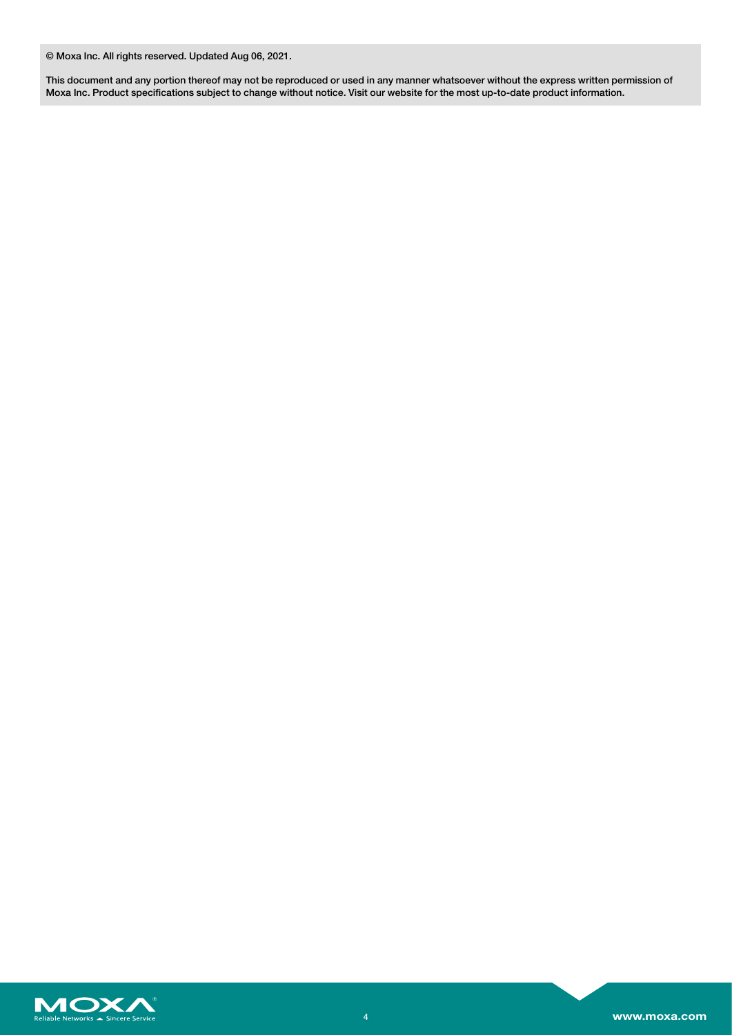© Moxa Inc. All rights reserved. Updated Aug 06, 2021.

This document and any portion thereof may not be reproduced or used in any manner whatsoever without the express written permission of Moxa Inc. Product specifications subject to change without notice. Visit our website for the most up-to-date product information.